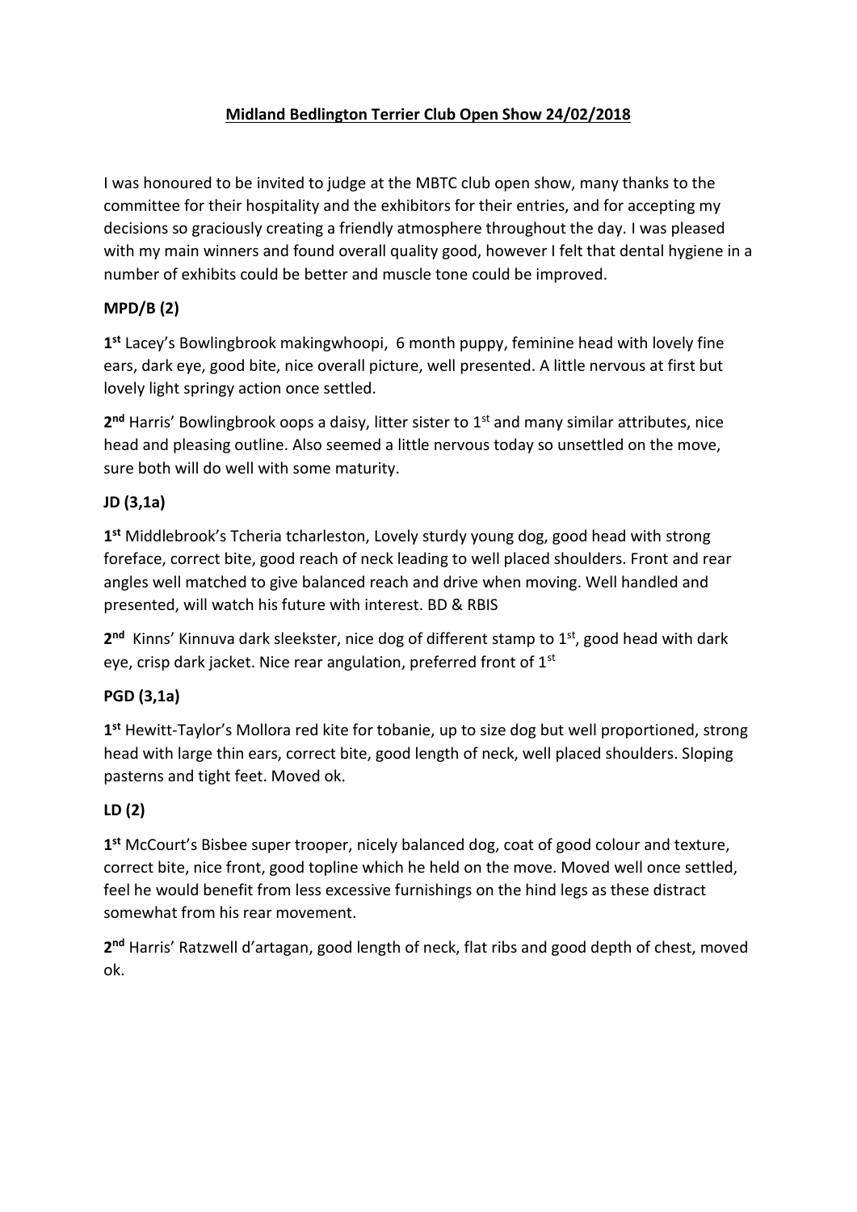# Midland Bedlington Terrier Club Open Show 24/02/2018

I was honoured to be invited to judge at the MBTC club open show, many thanks to the committee for their hospitality and the exhibitors for their entries, and for accepting my decisions so graciously creating a friendly atmosphere throughout the day. I was pleased with my main winners and found overall quality good, however I felt that dental hygiene in a number of exhibits could be better and muscle tone could be improved.

**MPD/B (2)**

**1st** Lacey's Bowlingbrook makingwhoopi, 6 month puppy, feminine head with lovely fine ears, dark eye, good bite, nice overall picture, well presented. A little nervous at first but lovely light springy action once settled.

**2nd** Harris' Bowlingbrook oops a daisy, litter sister to 1st and many similar attributes, nice head and pleasing outline. Also seemed a little nervous today so unsettled on the move, sure both will do well with some maturity.

**JD (3,1a)**

**1st** Middlebrook's Tcheria tcharleston, Lovely sturdy young dog, good head with strong foreface, correct bite, good reach of neck leading to well placed shoulders. Front and rear angles well matched to give balanced reach and drive when moving. Well handled and presented, will watch his future with interest. BD & RBIS

**2nd** Kinns' Kinnuva dark sleekster, nice dog of different stamp to 1st, good head with dark eye, crisp dark jacket. Nice rear angulation, preferred front of 1st

**PGD (3,1a)**

**1st** Hewitt-Taylor's Mollora red kite for tobanie, up to size dog but well proportioned, strong head with large thin ears, correct bite, good length of neck, well placed shoulders. Sloping pasterns and tight feet. Moved ok.

**LD (2)**

**1st** McCourt's Bisbee super trooper, nicely balanced dog, coat of good colour and texture, correct bite, nice front, good topline which he held on the move. Moved well once settled, feel he would benefit from less excessive furnishings on the hind legs as these distract somewhat from his rear movement.

**2nd** Harris' Ratzwell d'artagan, good length of neck, flat ribs and good depth of chest, moved ok.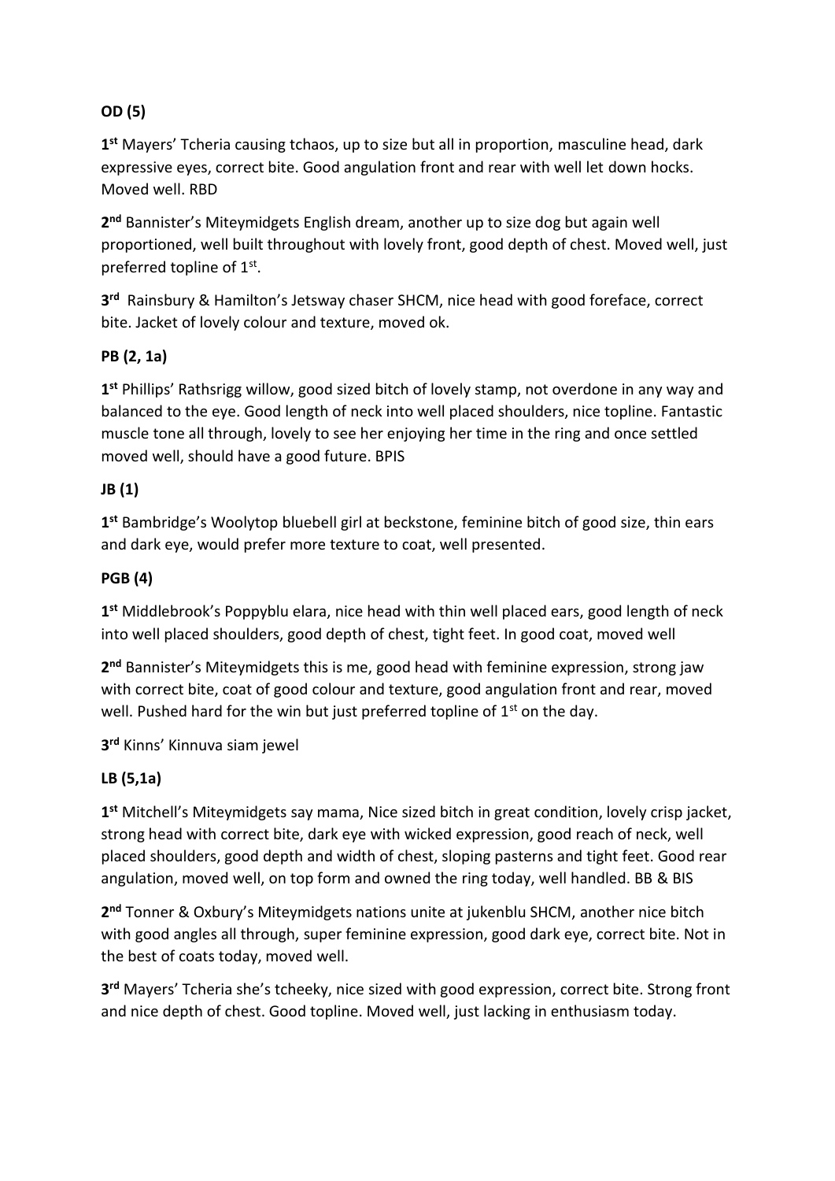**OD (5)**

**1st** Mayers' Tcheria causing tchaos, up to size but all in proportion, masculine head, dark expressive eyes, correct bite. Good angulation front and rear with well let down hocks. Moved well. RBD

**2nd** Bannister's Miteymidgets English dream, another up to size dog but again well proportioned, well built throughout with lovely front, good depth of chest. Moved well, just preferred topline of 1st.

**3rd** Rainsbury & Hamilton's Jetsway chaser SHCM, nice head with good foreface, correct bite. Jacket of lovely colour and texture, moved ok.

**PB (2, 1a)**

**1st** Phillips' Rathsrigg willow, good sized bitch of lovely stamp, not overdone in any way and balanced to the eye. Good length of neck into well placed shoulders, nice topline. Fantastic muscle tone all through, lovely to see her enjoying her time in the ring and once settled moved well, should have a good future. BPIS

**JB (1)**

**1st** Bambridge's Woolytop bluebell girl at beckstone, feminine bitch of good size, thin ears and dark eye, would prefer more texture to coat, well presented.

**PGB (4)**

**1st** Middlebrook's Poppyblu elara, nice head with thin well placed ears, good length of neck into well placed shoulders, good depth of chest, tight feet. In good coat, moved well

**2nd** Bannister's Miteymidgets this is me, good head with feminine expression, strong jaw with correct bite, coat of good colour and texture, good angulation front and rear, moved well. Pushed hard for the win but just preferred topline of 1st on the day.

**3rd** Kinns' Kinnuva siam jewel

**LB (5,1a)**

**1st** Mitchell's Miteymidgets say mama, Nice sized bitch in great condition, lovely crisp jacket, strong head with correct bite, dark eye with wicked expression, good reach of neck, well placed shoulders, good depth and width of chest, sloping pasterns and tight feet. Good rear angulation, moved well, on top form and owned the ring today, well handled. BB & BIS

**2nd** Tonner & Oxbury's Miteymidgets nations unite at jukenblu SHCM, another nice bitch with good angles all through, super feminine expression, good dark eye, correct bite. Not in the best of coats today, moved well.

**3rd** Mayers' Tcheria she's tcheeky, nice sized with good expression, correct bite. Strong front and nice depth of chest. Good topline. Moved well, just lacking in enthusiasm today.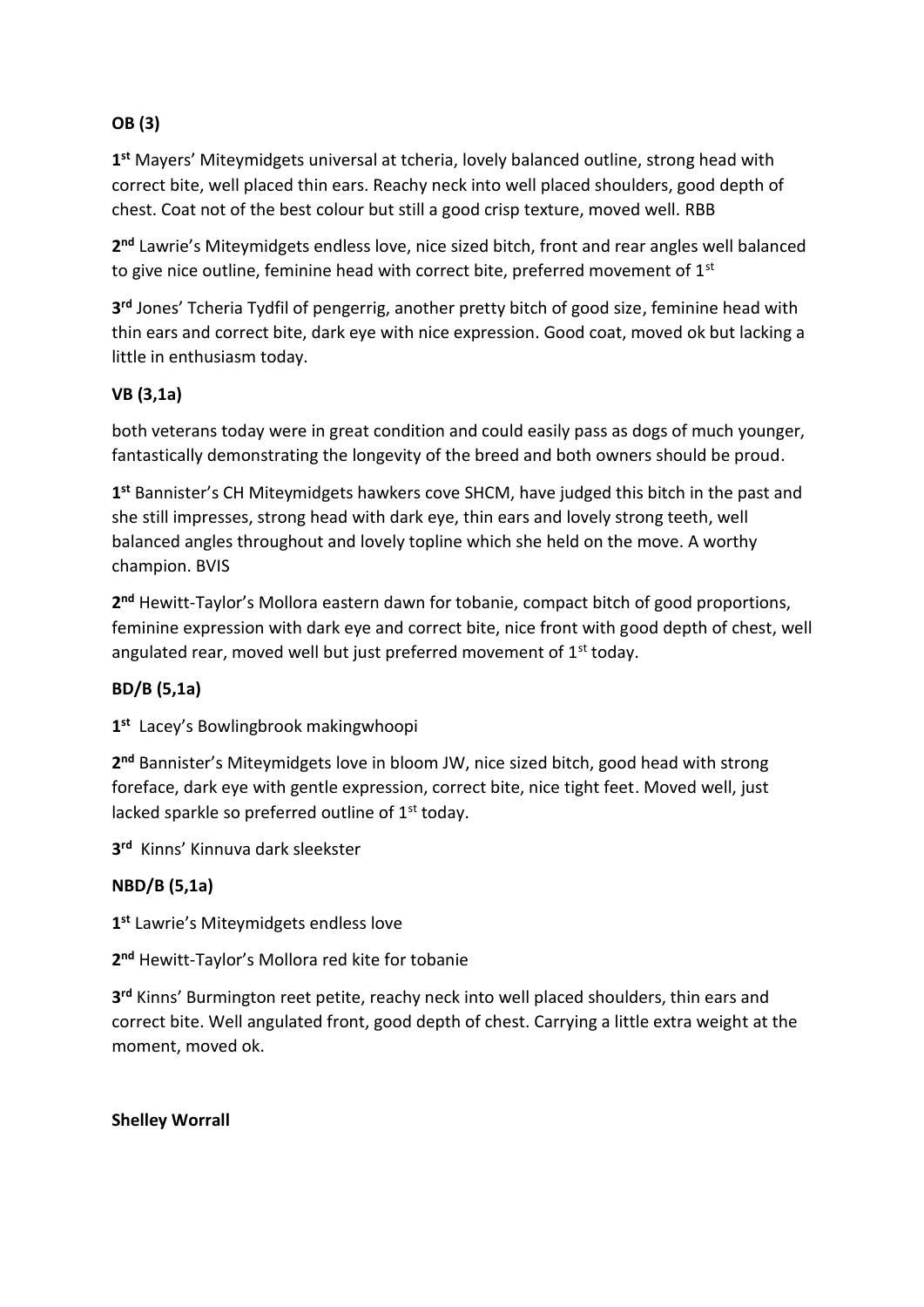**OB (3)**

**1st** Mayers' Miteymidgets universal at tcheria, lovely balanced outline, strong head with correct bite, well placed thin ears. Reachy neck into well placed shoulders, good depth of chest. Coat not of the best colour but still a good crisp texture, moved well. RBB

**2nd** Lawrie's Miteymidgets endless love, nice sized bitch, front and rear angles well balanced to give nice outline, feminine head with correct bite, preferred movement of 1st

**3rd** Jones' Tcheria Tydfil of pengerrig, another pretty bitch of good size, feminine head with thin ears and correct bite, dark eye with nice expression. Good coat, moved ok but lacking a little in enthusiasm today.

**VB (3,1a)**

both veterans today were in great condition and could easily pass as dogs of much younger, fantastically demonstrating the longevity of the breed and both owners should be proud.

**1st** Bannister's CH Miteymidgets hawkers cove SHCM, have judged this bitch in the past and she still impresses, strong head with dark eye, thin ears and lovely strong teeth, well balanced angles throughout and lovely topline which she held on the move. A worthy champion. BVIS

**2nd** Hewitt-Taylor's Mollora eastern dawn for tobanie, compact bitch of good proportions, feminine expression with dark eye and correct bite, nice front with good depth of chest, well angulated rear, moved well but just preferred movement of 1st today.

**BD/B (5,1a)**

**1st** Lacey's Bowlingbrook makingwhoopi

**2nd** Bannister's Miteymidgets love in bloom JW, nice sized bitch, good head with strong foreface, dark eye with gentle expression, correct bite, nice tight feet. Moved well, just lacked sparkle so preferred outline of 1st today.

**3rd** Kinns' Kinnuva dark sleekster

**NBD/B (5,1a)**

**1st** Lawrie's Miteymidgets endless love

**2nd** Hewitt-Taylor's Mollora red kite for tobanie

**3rd** Kinns' Burmington reet petite, reachy neck into well placed shoulders, thin ears and correct bite. Well angulated front, good depth of chest. Carrying a little extra weight at the moment, moved ok.

**Shelley Worrall**